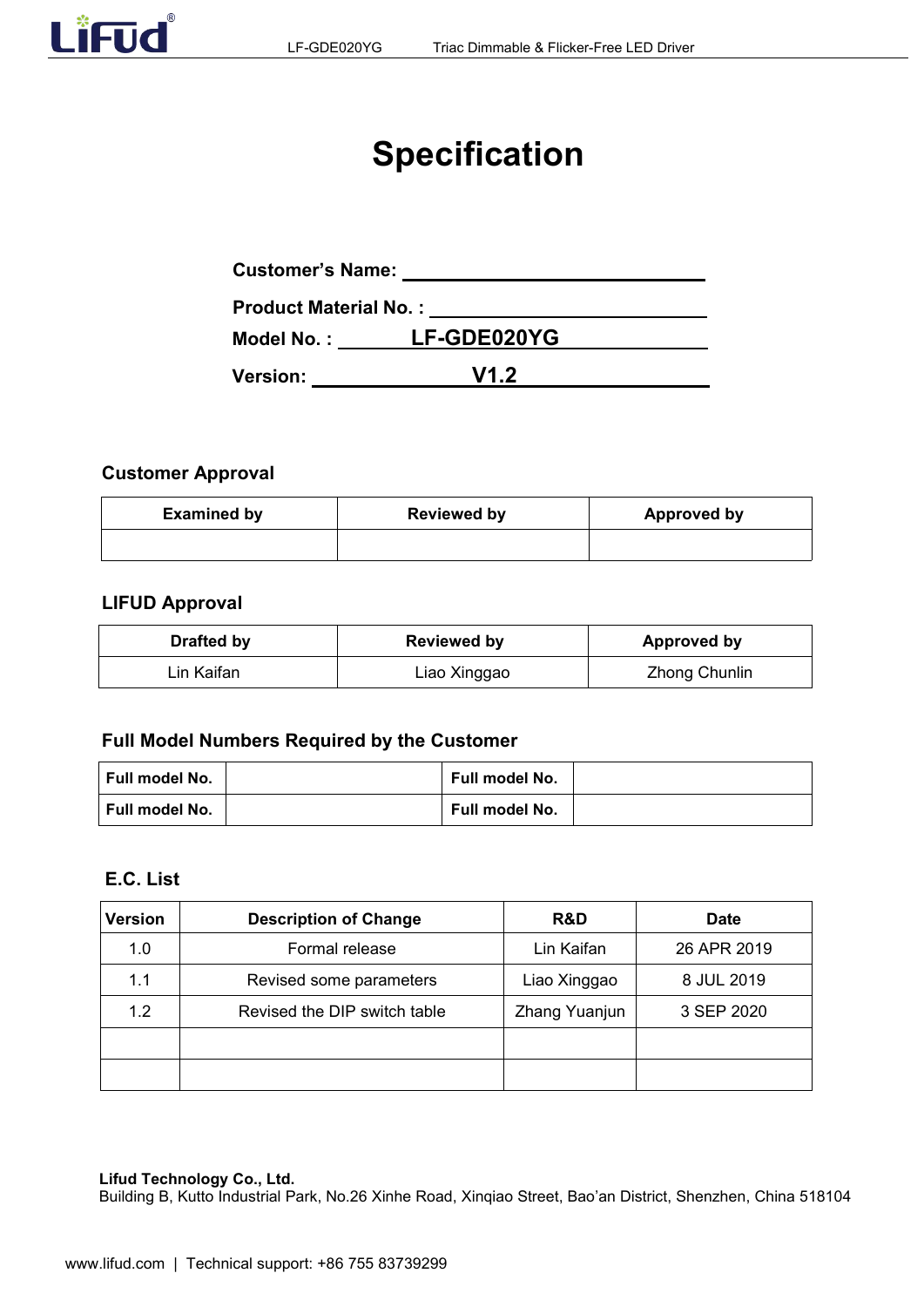# Specification

**Customer's Name:** ______________________

**Product Material No. :** ______________________

**Model No. :** **LF-GDE020YG**

**Version:** **V1.2**

### Customer Approval

| Examined by | Reviewed by | Approved by |
|---|---|---|
| | | |

### LIFUD Approval

| Drafted by | Reviewed by | Approved by |
|---|---|---|
| Lin Kaifan | Liao Xinggao | Zhong Chunlin |

### Full Model Numbers Required by the Customer

| Full model No. | | Full model No. | |
|---|---|---|---|
| **Full model No.** | | **Full model No.** | |

### E.C. List

| Version | Description of Change | R&D | Date |
|---|---|---|---|
| 1.0 | Formal release | Lin Kaifan | 26 APR 2019 |
| 1.1 | Revised some parameters | Liao Xinggao | 8 JUL 2019 |
| 1.2 | Revised the DIP switch table | Zhang Yuanjun | 3 SEP 2020 |
| | | | |
| | | | |

**Lifud Technology Co., Ltd.**
Building B, Kutto Industrial Park, No.26 Xinhe Road, Xinqiao Street, Bao'an District, Shenzhen, China 518104

www.lifud.com | Technical support: +86 755 83739299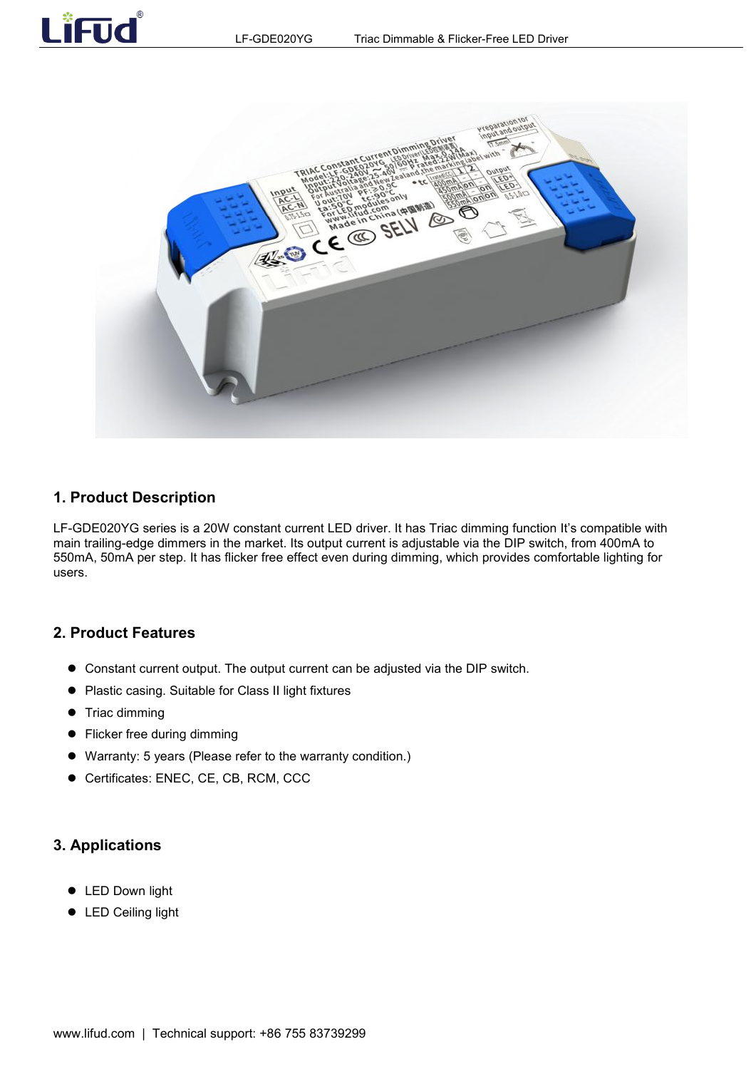## 1. Product Description

LF-GDE020YG series is a 20W constant current LED driver. It has Triac dimming function It's compatible with main trailing-edge dimmers in the market. Its output current is adjustable via the DIP switch, from 400mA to 550mA, 50mA per step. It has flicker free effect even during dimming, which provides comfortable lighting for users.

## 2. Product Features

- Constant current output. The output current can be adjusted via the DIP switch.
- Plastic casing. Suitable for Class II light fixtures
- Triac dimming
- Flicker free during dimming
- Warranty: 5 years (Please refer to the warranty condition.)
- Certificates: ENEC, CE, CB, RCM, CCC

## 3. Applications

- LED Down light
- LED Ceiling light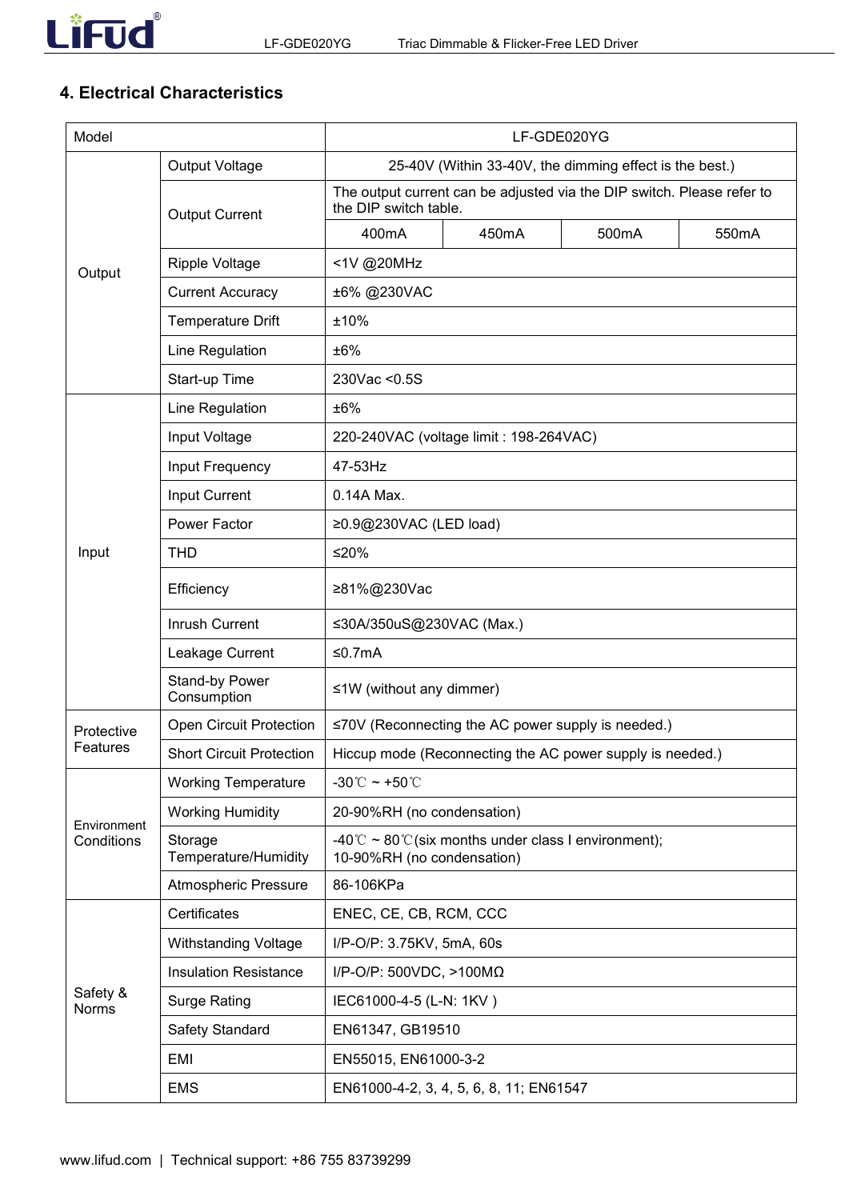## 4. Electrical Characteristics

| Model | | LF-GDE020YG | | | |
|---|---|---|---|---|---|
| Output | Output Voltage | 25-40V (Within 33-40V, the dimming effect is the best.) | | | |
| | Output Current | The output current can be adjusted via the DIP switch. Please refer to the DIP switch table. | | | |
| | | 400mA | 450mA | 500mA | 550mA |
| | Ripple Voltage | <1V @20MHz | | | |
| | Current Accuracy | ±6% @230VAC | | | |
| | Temperature Drift | ±10% | | | |
| | Line Regulation | ±6% | | | |
| | Start-up Time | 230Vac <0.5S | | | |
| Input | Line Regulation | ±6% | | | |
| | Input Voltage | 220-240VAC (voltage limit : 198-264VAC) | | | |
| | Input Frequency | 47-53Hz | | | |
| | Input Current | 0.14A Max. | | | |
| | Power Factor | ≥0.9@230VAC (LED load) | | | |
| | THD | ≤20% | | | |
| | Efficiency | ≥81%@230Vac | | | |
| | Inrush Current | ≤30A/350uS@230VAC (Max.) | | | |
| | Leakage Current | ≤0.7mA | | | |
| | Stand-by Power Consumption | ≤1W (without any dimmer) | | | |
| Protective Features | Open Circuit Protection | ≤70V (Reconnecting the AC power supply is needed.) | | | |
| | Short Circuit Protection | Hiccup mode (Reconnecting the AC power supply is needed.) | | | |
| Environment Conditions | Working Temperature | -30℃ ~ +50℃ | | | |
| | Working Humidity | 20-90%RH (no condensation) | | | |
| | Storage Temperature/Humidity | -40℃ ~ 80℃(six months under class I environment); 10-90%RH (no condensation) | | | |
| | Atmospheric Pressure | 86-106KPa | | | |
| Safety & Norms | Certificates | ENEC, CE, CB, RCM, CCC | | | |
| | Withstanding Voltage | I/P-O/P: 3.75KV, 5mA, 60s | | | |
| | Insulation Resistance | I/P-O/P: 500VDC, >100MΩ | | | |
| | Surge Rating | IEC61000-4-5 (L-N: 1KV ) | | | |
| | Safety Standard | EN61347, GB19510 | | | |
| | EMI | EN55015, EN61000-3-2 | | | |
| | EMS | EN61000-4-2, 3, 4, 5, 6, 8, 11; EN61547 | | | |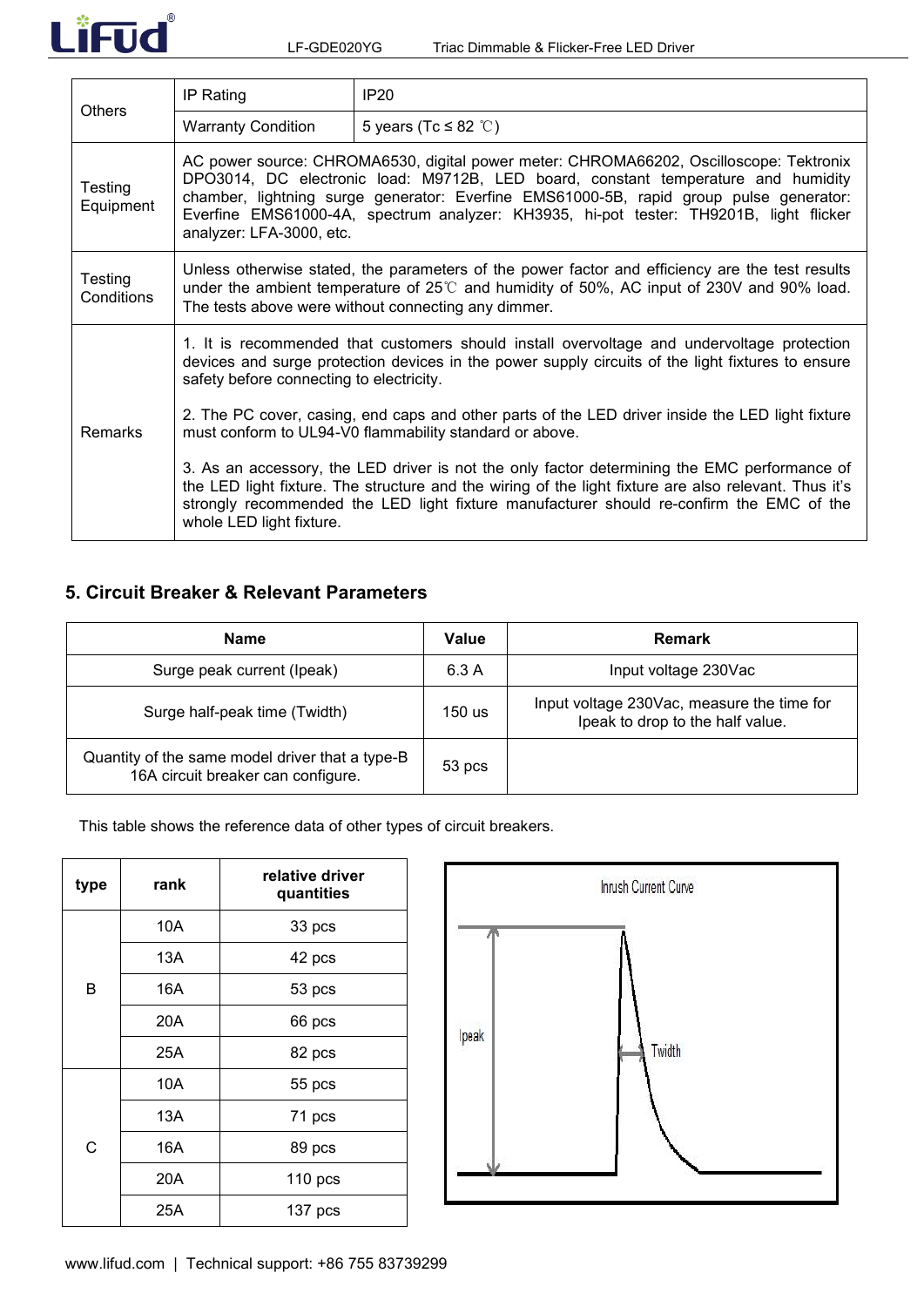| Others | IP Rating | IP20 |
| --- | --- | --- |
| | Warranty Condition | 5 years (Tc ≤ 82 ℃) |
| Testing Equipment | AC power source: CHROMA6530, digital power meter: CHROMA66202, Oscilloscope: Tektronix DPO3014, DC electronic load: M9712B, LED board, constant temperature and humidity chamber, lightning surge generator: Everfine EMS61000-5B, rapid group pulse generator: Everfine EMS61000-4A, spectrum analyzer: KH3935, hi-pot tester: TH9201B, light flicker analyzer: LFA-3000, etc. | |
| Testing Conditions | Unless otherwise stated, the parameters of the power factor and efficiency are the test results under the ambient temperature of 25℃ and humidity of 50%, AC input of 230V and 90% load. The tests above were without connecting any dimmer. | |
| Remarks | 1. It is recommended that customers should install overvoltage and undervoltage protection devices and surge protection devices in the power supply circuits of the light fixtures to ensure safety before connecting to electricity.<br><br>2. The PC cover, casing, end caps and other parts of the LED driver inside the LED light fixture must conform to UL94-V0 flammability standard or above.<br><br>3. As an accessory, the LED driver is not the only factor determining the EMC performance of the LED light fixture. The structure and the wiring of the light fixture are also relevant. Thus it's strongly recommended the LED light fixture manufacturer should re-confirm the EMC of the whole LED light fixture. | |

## 5. Circuit Breaker & Relevant Parameters

| Name | Value | Remark |
| --- | --- | --- |
| Surge peak current (Ipeak) | 6.3 A | Input voltage 230Vac |
| Surge half-peak time (Twidth) | 150 us | Input voltage 230Vac, measure the time for Ipeak to drop to the half value. |
| Quantity of the same model driver that a type-B 16A circuit breaker can configure. | 53 pcs | |

This table shows the reference data of other types of circuit breakers.

| type | rank | relative driver quantities |
| --- | --- | --- |
| B | 10A | 33 pcs |
| | 13A | 42 pcs |
| | 16A | 53 pcs |
| | 20A | 66 pcs |
| | 25A | 82 pcs |
| C | 10A | 55 pcs |
| | 13A | 71 pcs |
| | 16A | 89 pcs |
| | 20A | 110 pcs |
| | 25A | 137 pcs |

Inrush Current Curve

Ipeak

Twidth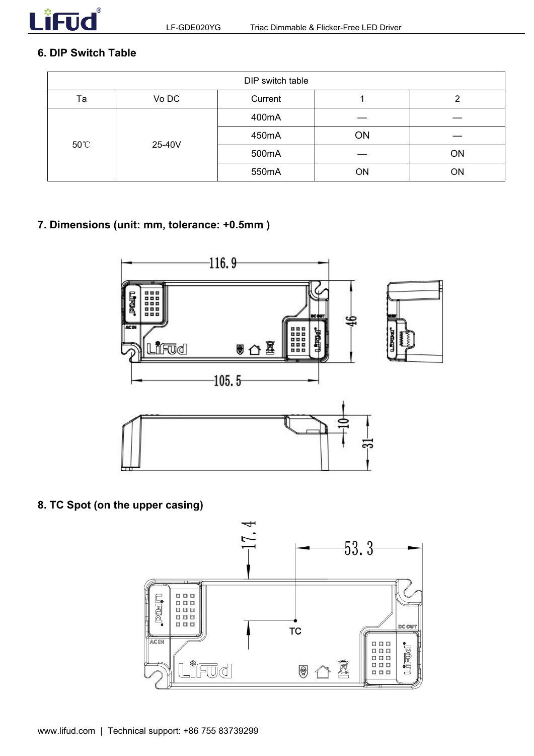## 6. DIP Switch Table

| DIP switch table | | | | |
|---|---|---|---|---|
| Ta | Vo DC | Current | 1 | 2 |
| 50℃ | 25-40V | 400mA | — | — |
| | | 450mA | ON | — |
| | | 500mA | — | ON |
| | | 550mA | ON | ON |

## 7. Dimensions (unit: mm, tolerance: +0.5mm )

## 8. TC Spot (on the upper casing)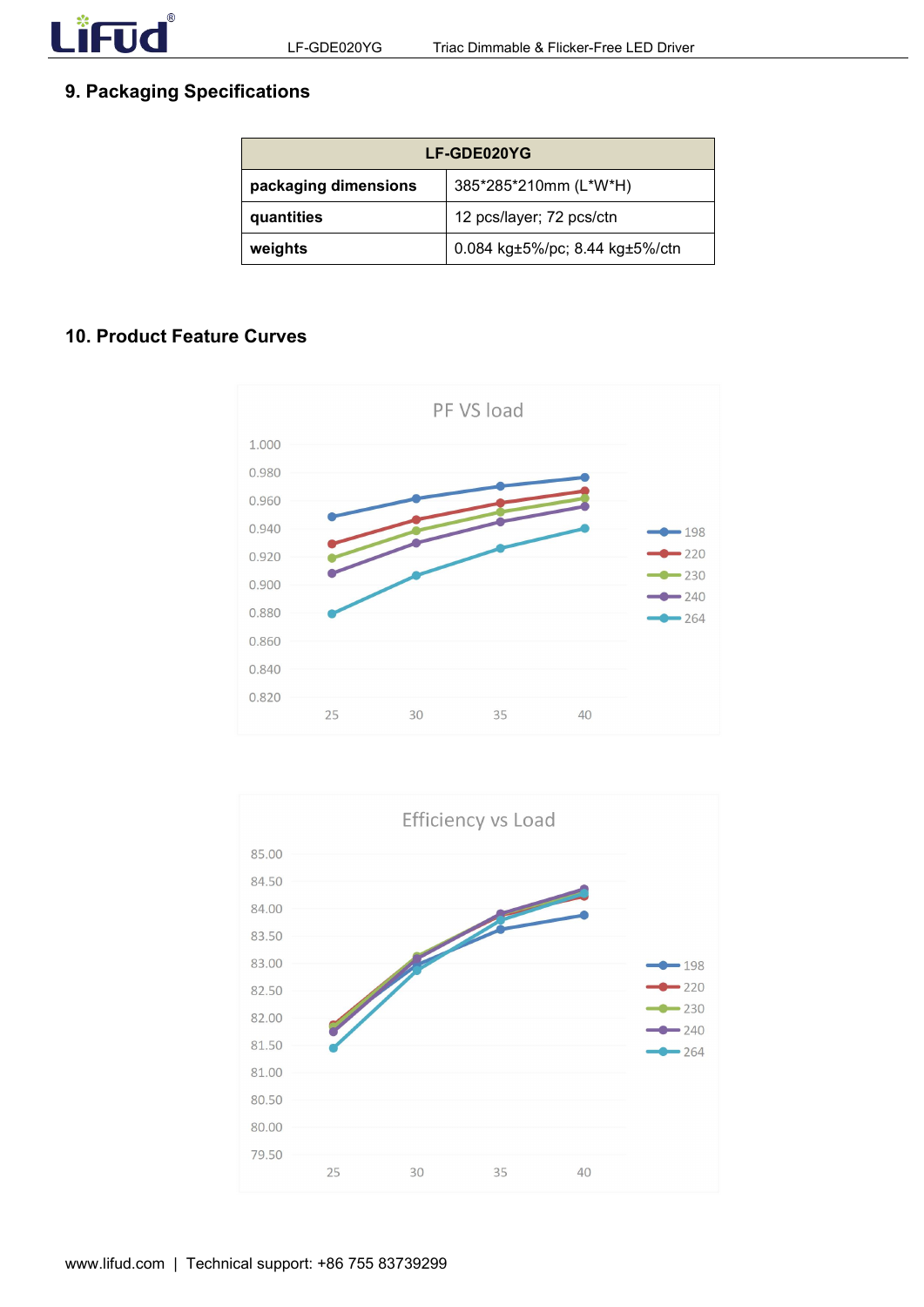## 9. Packaging Specifications

| LF-GDE020YG | |
| --- | --- |
| **packaging dimensions** | 385*285*210mm (L*W*H) |
| **quantities** | 12 pcs/layer; 72 pcs/ctn |
| **weights** | 0.084 kg±5%/pc; 8.44 kg±5%/ctn |

## 10. Product Feature Curves

PF VS load

Efficiency vs Load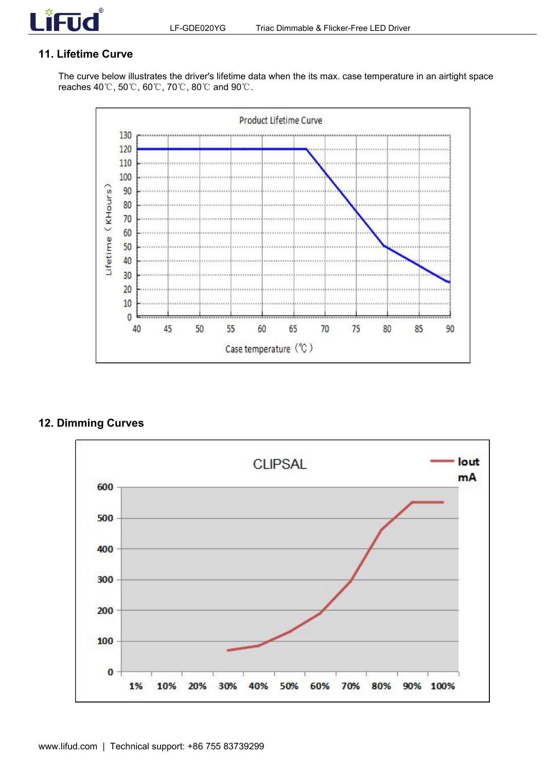## 11. Lifetime Curve

The curve below illustrates the driver's lifetime data when the its max. case temperature in an airtight space reaches 40℃, 50℃, 60℃, 70℃, 80℃ and 90℃.

## 12. Dimming Curves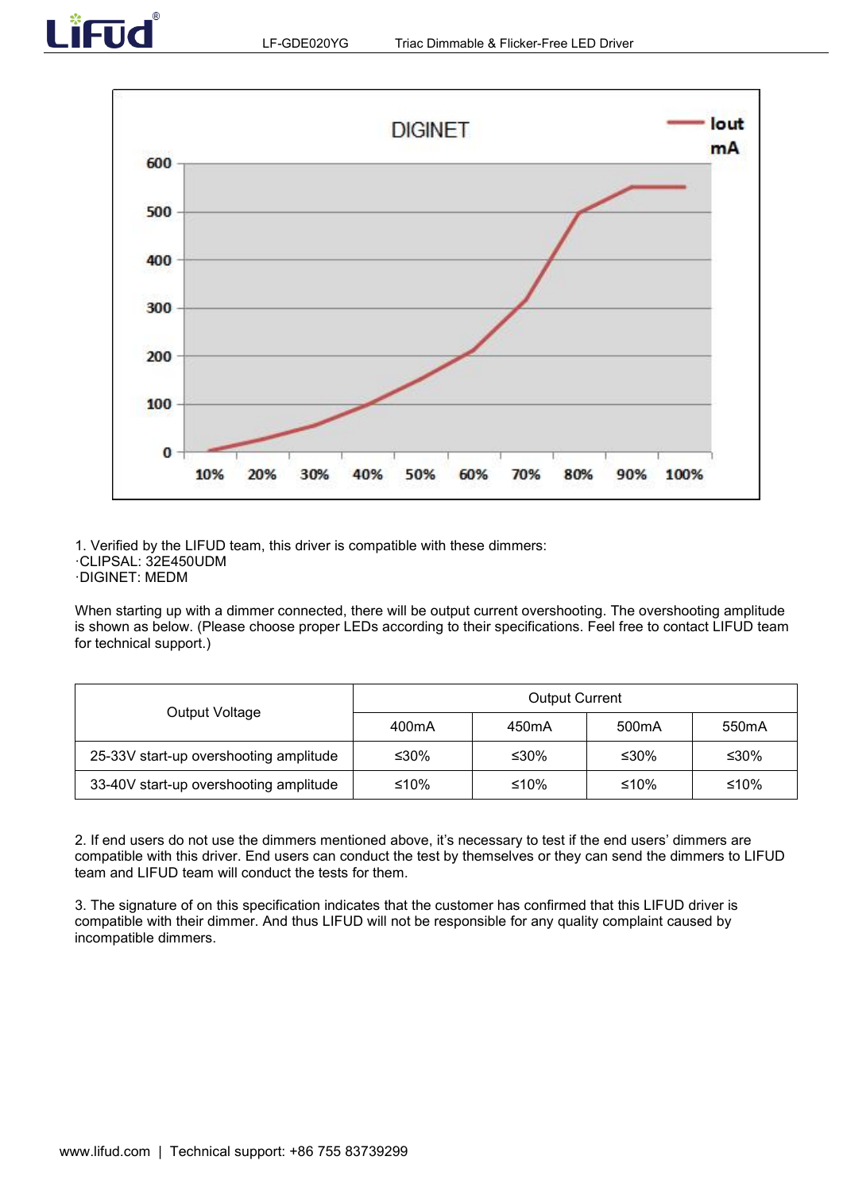1. Verified by the LIFUD team, this driver is compatible with these dimmers:
·CLIPSAL: 32E450UDM
·DIGINET: MEDM

When starting up with a dimmer connected, there will be output current overshooting. The overshooting amplitude is shown as below. (Please choose proper LEDs according to their specifications. Feel free to contact LIFUD team for technical support.)

| Output Voltage | Output Current | | | |
|---|---|---|---|---|
| | 400mA | 450mA | 500mA | 550mA |
| 25-33V start-up overshooting amplitude | ≤30% | ≤30% | ≤30% | ≤30% |
| 33-40V start-up overshooting amplitude | ≤10% | ≤10% | ≤10% | ≤10% |

2. If end users do not use the dimmers mentioned above, it's necessary to test if the end users' dimmers are compatible with this driver. End users can conduct the test by themselves or they can send the dimmers to LIFUD team and LIFUD team will conduct the tests for them.

3. The signature of on this specification indicates that the customer has confirmed that this LIFUD driver is compatible with their dimmer. And thus LIFUD will not be responsible for any quality complaint caused by incompatible dimmers.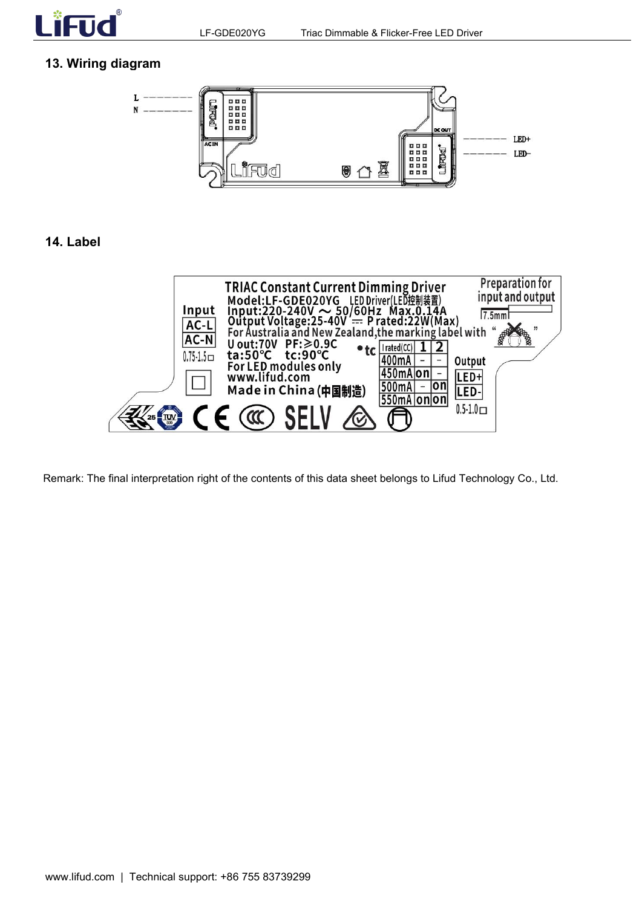## 13. Wiring diagram

L
N
AC IN
DC OUT
LED+
LED−

## 14. Label

TRIAC Constant Current Dimming Driver
Model:LF-GDE020YG LED Driver(LED控制装置)
Input:220-240V ~ 50/60Hz Max.0.14A
Output Voltage:25-40V ⎓ P rated:22W(Max)
For Australia and New Zealand,the marking label with " "
U out:70V PF:≥0.9C
ta:50°C tc:90°C
For LED modules only
www.lifud.com
Made in China (中国制造)

Input
AC-L
AC-N
0.75-1.5□

Preparation for input and output
7.5mm

| I rated(CC) | 1 | 2 |
|---|---|---|
| 400mA | – | – |
| 450mA | on | – |
| 500mA | – | on |
| 550mA | on | on |

Output
LED+
LED-
0.5-1.0□

SELV

Remark: The final interpretation right of the contents of this data sheet belongs to Lifud Technology Co., Ltd.